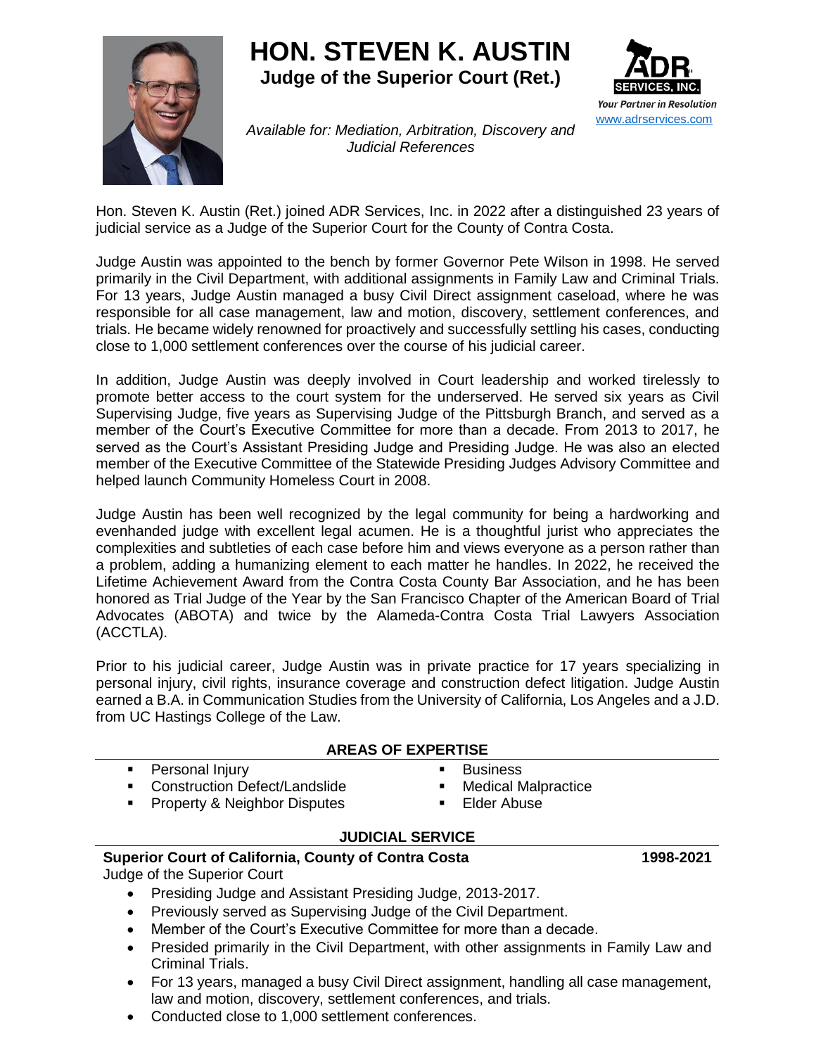# HON. STEVEN K. AUSTIN

**Judge of the Superior Court (Ret.)**

*Available for: Mediation, Arbitration, Discovery and Judicial References*

ADR SERVICES, INC.
*Your Partner in Resolution*
www.adrservices.com

Hon. Steven K. Austin (Ret.) joined ADR Services, Inc. in 2022 after a distinguished 23 years of judicial service as a Judge of the Superior Court for the County of Contra Costa.

Judge Austin was appointed to the bench by former Governor Pete Wilson in 1998. He served primarily in the Civil Department, with additional assignments in Family Law and Criminal Trials. For 13 years, Judge Austin managed a busy Civil Direct assignment caseload, where he was responsible for all case management, law and motion, discovery, settlement conferences, and trials. He became widely renowned for proactively and successfully settling his cases, conducting close to 1,000 settlement conferences over the course of his judicial career.

In addition, Judge Austin was deeply involved in Court leadership and worked tirelessly to promote better access to the court system for the underserved. He served six years as Civil Supervising Judge, five years as Supervising Judge of the Pittsburgh Branch, and served as a member of the Court's Executive Committee for more than a decade. From 2013 to 2017, he served as the Court's Assistant Presiding Judge and Presiding Judge. He was also an elected member of the Executive Committee of the Statewide Presiding Judges Advisory Committee and helped launch Community Homeless Court in 2008.

Judge Austin has been well recognized by the legal community for being a hardworking and evenhanded judge with excellent legal acumen. He is a thoughtful jurist who appreciates the complexities and subtleties of each case before him and views everyone as a person rather than a problem, adding a humanizing element to each matter he handles. In 2022, he received the Lifetime Achievement Award from the Contra Costa County Bar Association, and he has been honored as Trial Judge of the Year by the San Francisco Chapter of the American Board of Trial Advocates (ABOTA) and twice by the Alameda-Contra Costa Trial Lawyers Association (ACCTLA).

Prior to his judicial career, Judge Austin was in private practice for 17 years specializing in personal injury, civil rights, insurance coverage and construction defect litigation. Judge Austin earned a B.A. in Communication Studies from the University of California, Los Angeles and a J.D. from UC Hastings College of the Law.

## AREAS OF EXPERTISE

- Personal Injury
- Construction Defect/Landslide
- Property & Neighbor Disputes
- Business
- Medical Malpractice
- Elder Abuse

## JUDICIAL SERVICE

**Superior Court of California, County of Contra Costa** **1998-2021**

Judge of the Superior Court

- Presiding Judge and Assistant Presiding Judge, 2013-2017.
- Previously served as Supervising Judge of the Civil Department.
- Member of the Court's Executive Committee for more than a decade.
- Presided primarily in the Civil Department, with other assignments in Family Law and Criminal Trials.
- For 13 years, managed a busy Civil Direct assignment, handling all case management, law and motion, discovery, settlement conferences, and trials.
- Conducted close to 1,000 settlement conferences.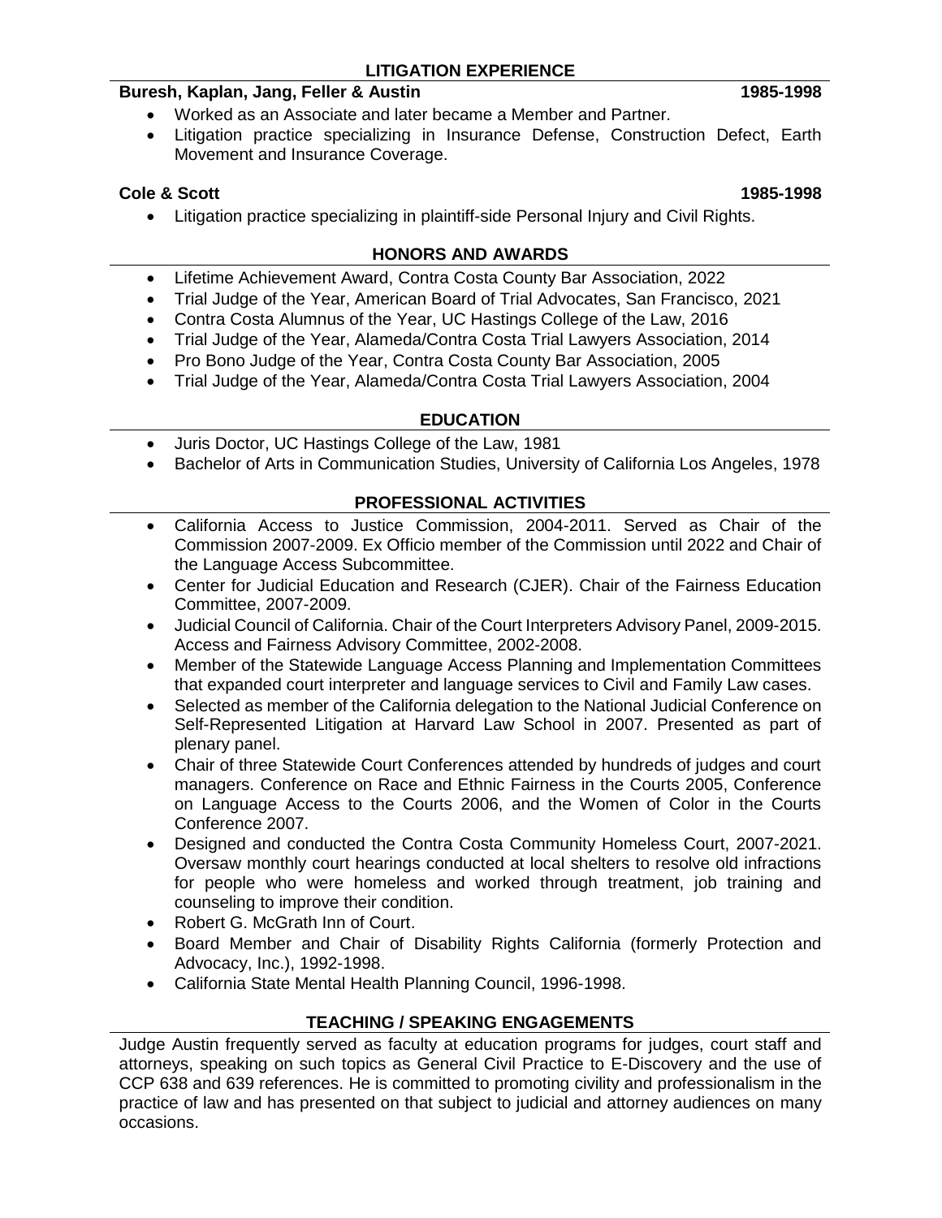## LITIGATION EXPERIENCE

**Buresh, Kaplan, Jang, Feller & Austin** **1985-1998**

- Worked as an Associate and later became a Member and Partner.
- Litigation practice specializing in Insurance Defense, Construction Defect, Earth Movement and Insurance Coverage.

**Cole & Scott** **1985-1998**

- Litigation practice specializing in plaintiff-side Personal Injury and Civil Rights.

## HONORS AND AWARDS

- Lifetime Achievement Award, Contra Costa County Bar Association, 2022
- Trial Judge of the Year, American Board of Trial Advocates, San Francisco, 2021
- Contra Costa Alumnus of the Year, UC Hastings College of the Law, 2016
- Trial Judge of the Year, Alameda/Contra Costa Trial Lawyers Association, 2014
- Pro Bono Judge of the Year, Contra Costa County Bar Association, 2005
- Trial Judge of the Year, Alameda/Contra Costa Trial Lawyers Association, 2004

## EDUCATION

- Juris Doctor, UC Hastings College of the Law, 1981
- Bachelor of Arts in Communication Studies, University of California Los Angeles, 1978

## PROFESSIONAL ACTIVITIES

- California Access to Justice Commission, 2004-2011. Served as Chair of the Commission 2007-2009. Ex Officio member of the Commission until 2022 and Chair of the Language Access Subcommittee.
- Center for Judicial Education and Research (CJER). Chair of the Fairness Education Committee, 2007-2009.
- Judicial Council of California. Chair of the Court Interpreters Advisory Panel, 2009-2015. Access and Fairness Advisory Committee, 2002-2008.
- Member of the Statewide Language Access Planning and Implementation Committees that expanded court interpreter and language services to Civil and Family Law cases.
- Selected as member of the California delegation to the National Judicial Conference on Self-Represented Litigation at Harvard Law School in 2007. Presented as part of plenary panel.
- Chair of three Statewide Court Conferences attended by hundreds of judges and court managers. Conference on Race and Ethnic Fairness in the Courts 2005, Conference on Language Access to the Courts 2006, and the Women of Color in the Courts Conference 2007.
- Designed and conducted the Contra Costa Community Homeless Court, 2007-2021. Oversaw monthly court hearings conducted at local shelters to resolve old infractions for people who were homeless and worked through treatment, job training and counseling to improve their condition.
- Robert G. McGrath Inn of Court.
- Board Member and Chair of Disability Rights California (formerly Protection and Advocacy, Inc.), 1992-1998.
- California State Mental Health Planning Council, 1996-1998.

## TEACHING / SPEAKING ENGAGEMENTS

Judge Austin frequently served as faculty at education programs for judges, court staff and attorneys, speaking on such topics as General Civil Practice to E-Discovery and the use of CCP 638 and 639 references. He is committed to promoting civility and professionalism in the practice of law and has presented on that subject to judicial and attorney audiences on many occasions.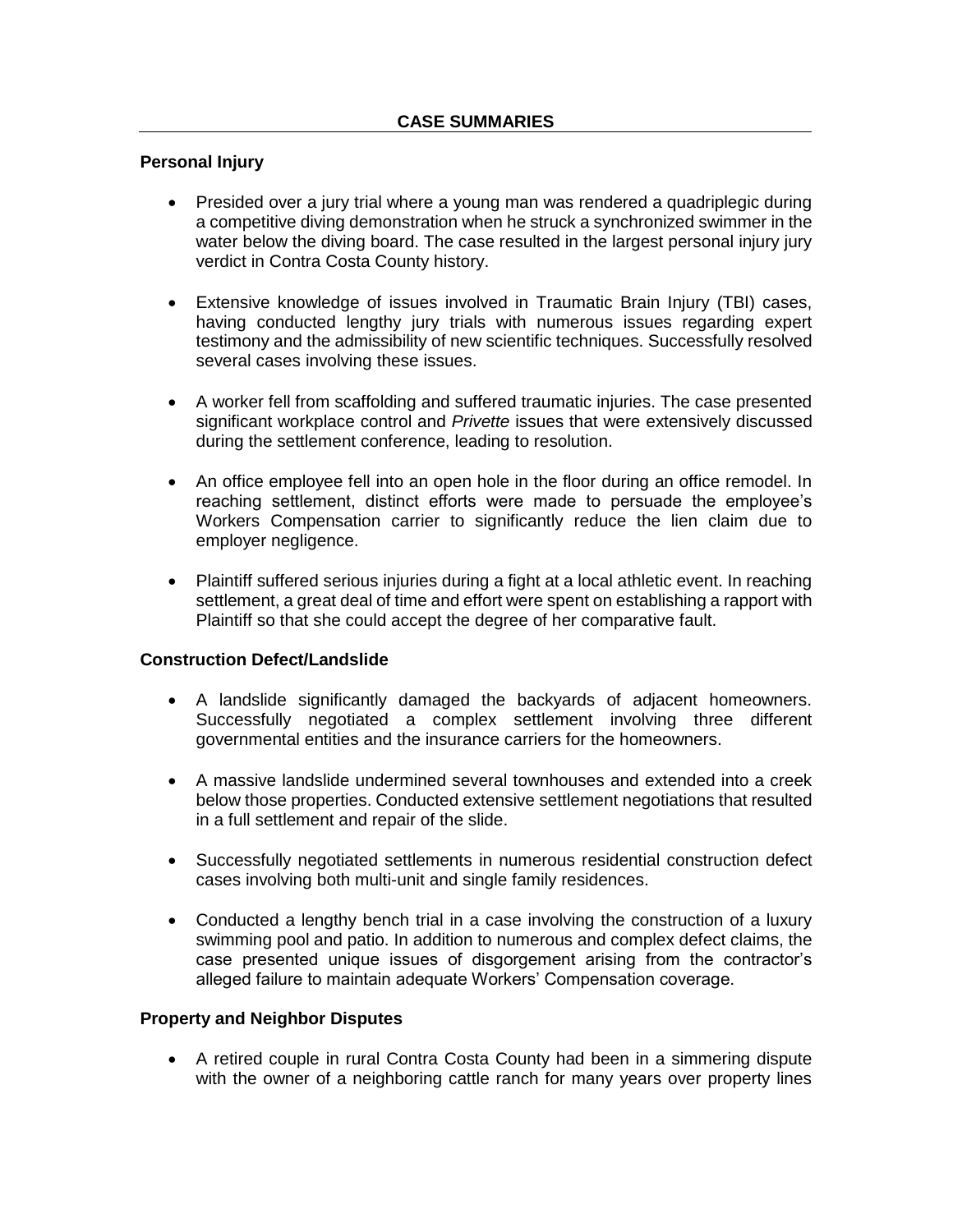## CASE SUMMARIES

### Personal Injury

- Presided over a jury trial where a young man was rendered a quadriplegic during a competitive diving demonstration when he struck a synchronized swimmer in the water below the diving board. The case resulted in the largest personal injury jury verdict in Contra Costa County history.

- Extensive knowledge of issues involved in Traumatic Brain Injury (TBI) cases, having conducted lengthy jury trials with numerous issues regarding expert testimony and the admissibility of new scientific techniques. Successfully resolved several cases involving these issues.

- A worker fell from scaffolding and suffered traumatic injuries. The case presented significant workplace control and *Privette* issues that were extensively discussed during the settlement conference, leading to resolution.

- An office employee fell into an open hole in the floor during an office remodel. In reaching settlement, distinct efforts were made to persuade the employee's Workers Compensation carrier to significantly reduce the lien claim due to employer negligence.

- Plaintiff suffered serious injuries during a fight at a local athletic event. In reaching settlement, a great deal of time and effort were spent on establishing a rapport with Plaintiff so that she could accept the degree of her comparative fault.

### Construction Defect/Landslide

- A landslide significantly damaged the backyards of adjacent homeowners. Successfully negotiated a complex settlement involving three different governmental entities and the insurance carriers for the homeowners.

- A massive landslide undermined several townhouses and extended into a creek below those properties. Conducted extensive settlement negotiations that resulted in a full settlement and repair of the slide.

- Successfully negotiated settlements in numerous residential construction defect cases involving both multi-unit and single family residences.

- Conducted a lengthy bench trial in a case involving the construction of a luxury swimming pool and patio. In addition to numerous and complex defect claims, the case presented unique issues of disgorgement arising from the contractor's alleged failure to maintain adequate Workers' Compensation coverage.

### Property and Neighbor Disputes

- A retired couple in rural Contra Costa County had been in a simmering dispute with the owner of a neighboring cattle ranch for many years over property lines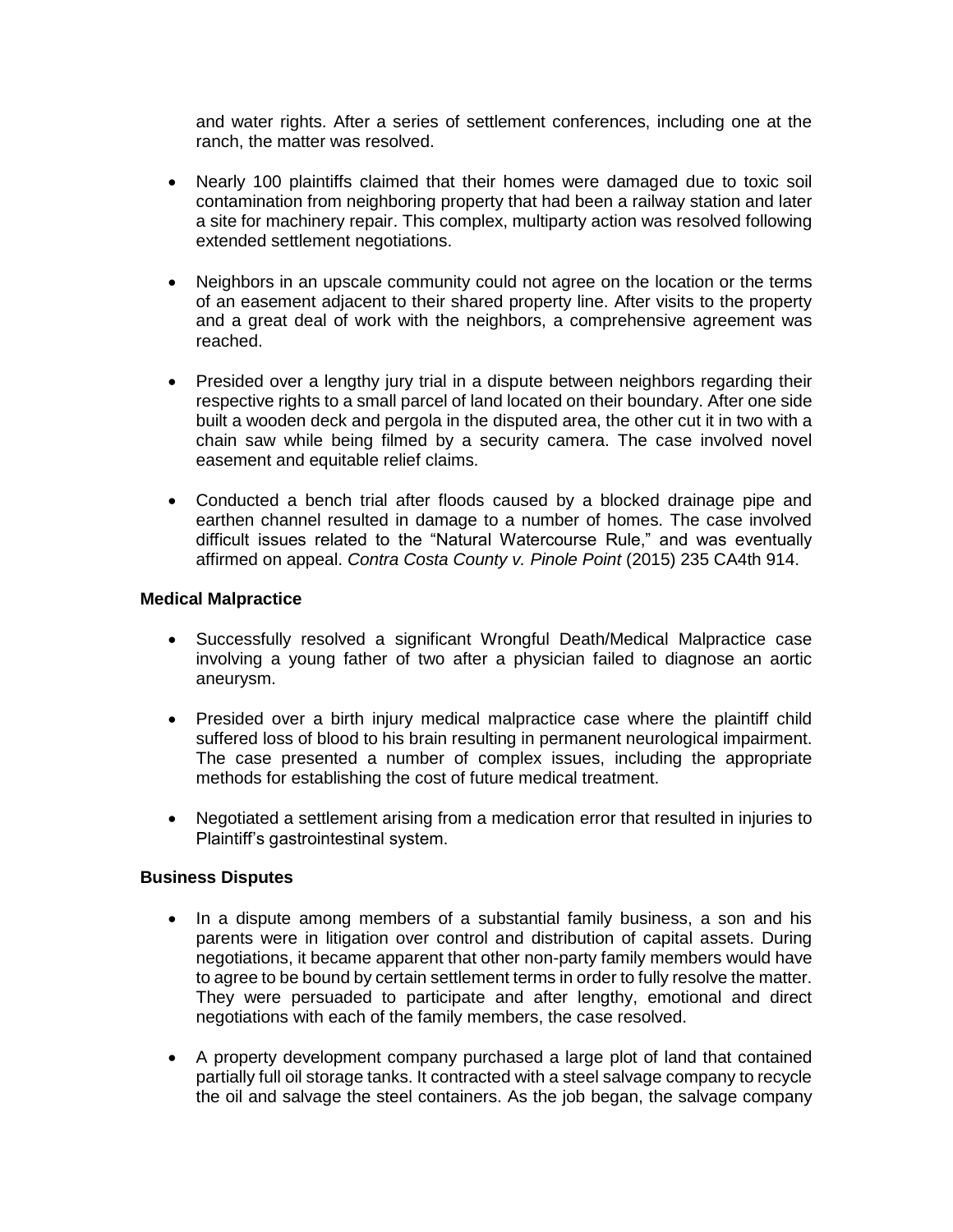and water rights. After a series of settlement conferences, including one at the ranch, the matter was resolved.

- Nearly 100 plaintiffs claimed that their homes were damaged due to toxic soil contamination from neighboring property that had been a railway station and later a site for machinery repair. This complex, multiparty action was resolved following extended settlement negotiations.

- Neighbors in an upscale community could not agree on the location or the terms of an easement adjacent to their shared property line. After visits to the property and a great deal of work with the neighbors, a comprehensive agreement was reached.

- Presided over a lengthy jury trial in a dispute between neighbors regarding their respective rights to a small parcel of land located on their boundary. After one side built a wooden deck and pergola in the disputed area, the other cut it in two with a chain saw while being filmed by a security camera. The case involved novel easement and equitable relief claims.

- Conducted a bench trial after floods caused by a blocked drainage pipe and earthen channel resulted in damage to a number of homes. The case involved difficult issues related to the "Natural Watercourse Rule," and was eventually affirmed on appeal. *Contra Costa County v. Pinole Point* (2015) 235 CA4th 914.

**Medical Malpractice**

- Successfully resolved a significant Wrongful Death/Medical Malpractice case involving a young father of two after a physician failed to diagnose an aortic aneurysm.

- Presided over a birth injury medical malpractice case where the plaintiff child suffered loss of blood to his brain resulting in permanent neurological impairment. The case presented a number of complex issues, including the appropriate methods for establishing the cost of future medical treatment.

- Negotiated a settlement arising from a medication error that resulted in injuries to Plaintiff's gastrointestinal system.

**Business Disputes**

- In a dispute among members of a substantial family business, a son and his parents were in litigation over control and distribution of capital assets. During negotiations, it became apparent that other non-party family members would have to agree to be bound by certain settlement terms in order to fully resolve the matter. They were persuaded to participate and after lengthy, emotional and direct negotiations with each of the family members, the case resolved.

- A property development company purchased a large plot of land that contained partially full oil storage tanks. It contracted with a steel salvage company to recycle the oil and salvage the steel containers. As the job began, the salvage company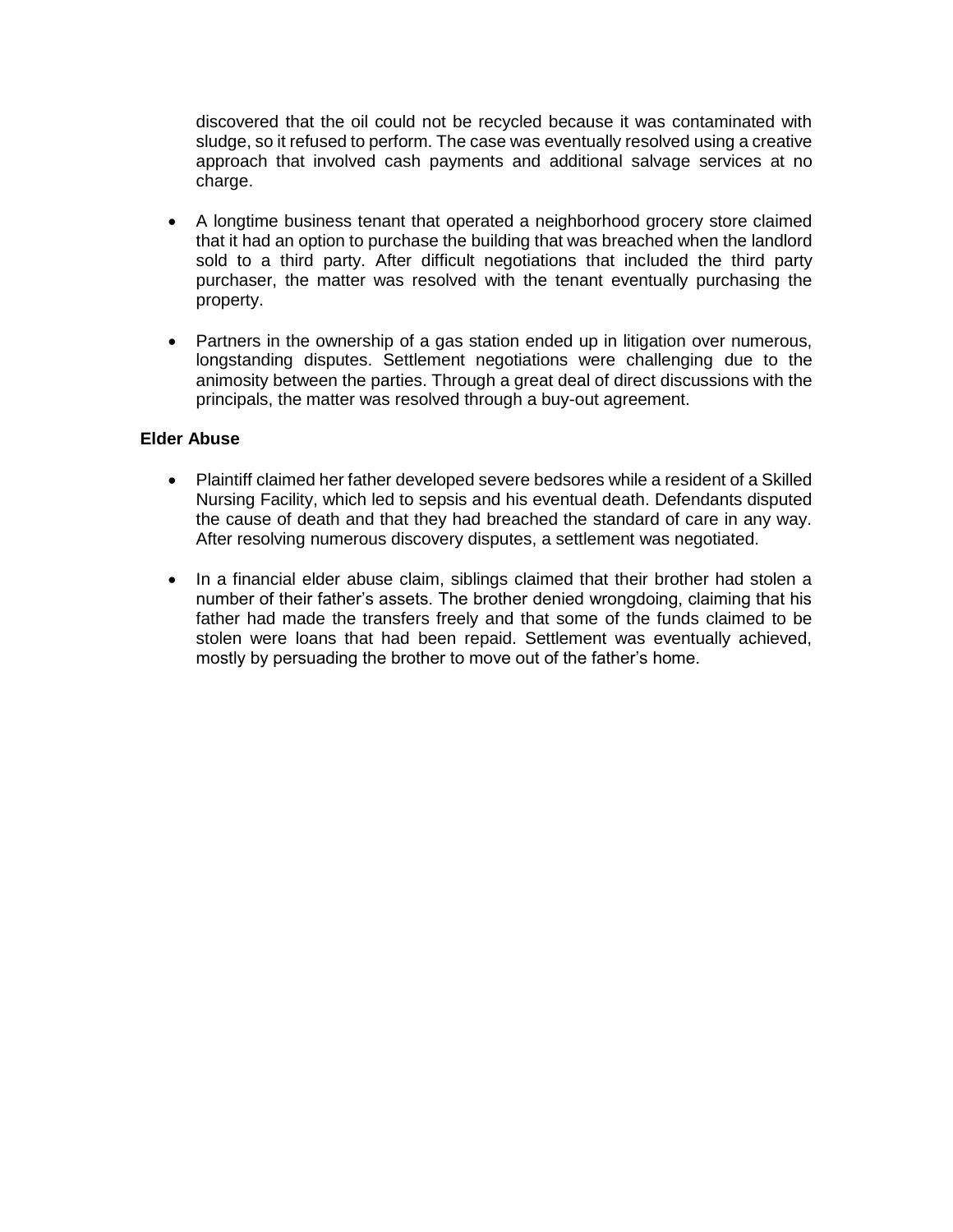discovered that the oil could not be recycled because it was contaminated with sludge, so it refused to perform. The case was eventually resolved using a creative approach that involved cash payments and additional salvage services at no charge.

- A longtime business tenant that operated a neighborhood grocery store claimed that it had an option to purchase the building that was breached when the landlord sold to a third party. After difficult negotiations that included the third party purchaser, the matter was resolved with the tenant eventually purchasing the property.

- Partners in the ownership of a gas station ended up in litigation over numerous, longstanding disputes. Settlement negotiations were challenging due to the animosity between the parties. Through a great deal of direct discussions with the principals, the matter was resolved through a buy-out agreement.

**Elder Abuse**

- Plaintiff claimed her father developed severe bedsores while a resident of a Skilled Nursing Facility, which led to sepsis and his eventual death. Defendants disputed the cause of death and that they had breached the standard of care in any way. After resolving numerous discovery disputes, a settlement was negotiated.

- In a financial elder abuse claim, siblings claimed that their brother had stolen a number of their father's assets. The brother denied wrongdoing, claiming that his father had made the transfers freely and that some of the funds claimed to be stolen were loans that had been repaid. Settlement was eventually achieved, mostly by persuading the brother to move out of the father's home.